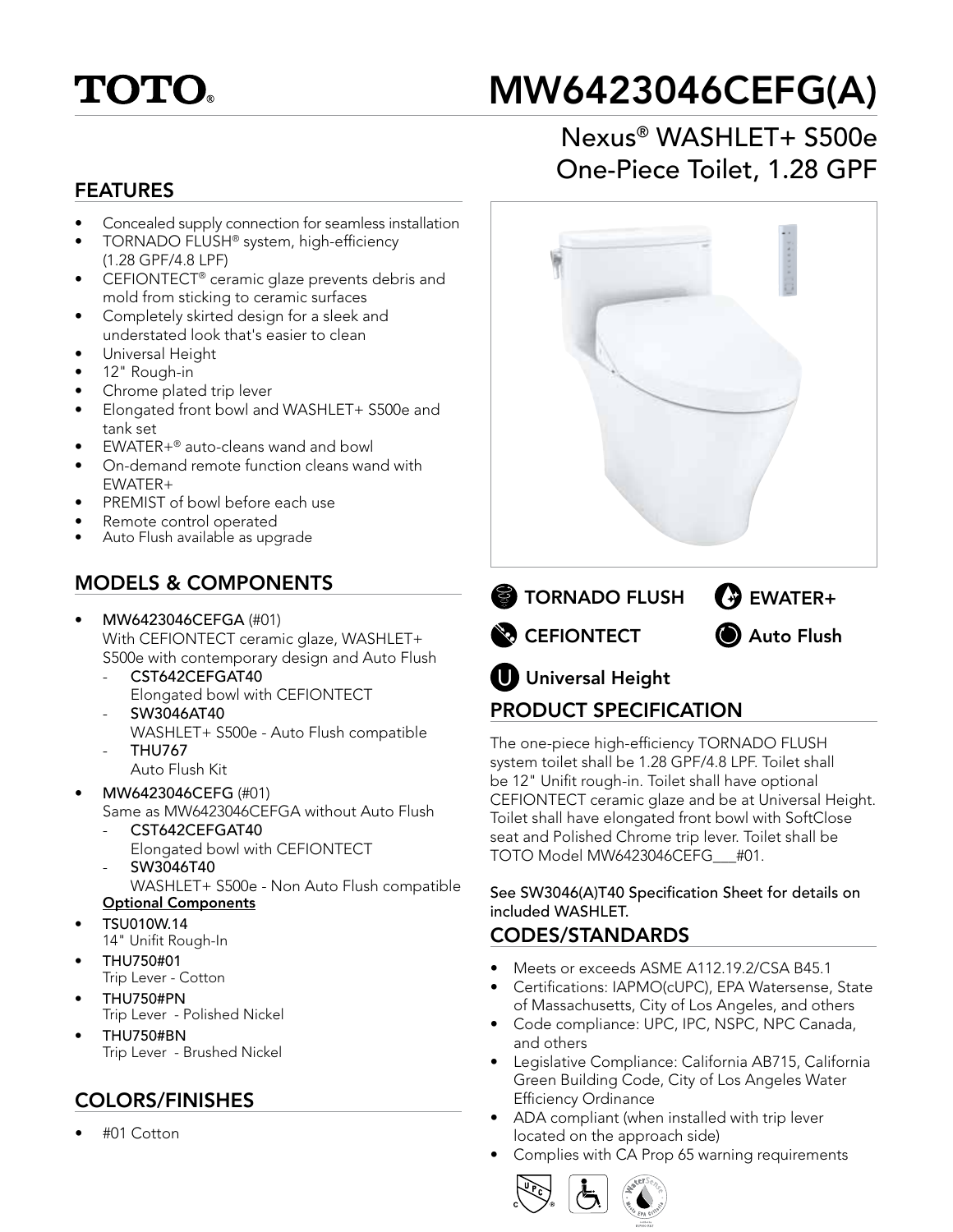# TOTO®

# MW6423046CEFG(A)

## Nexus® WASHLET+ S500e One-Piece Toilet, 1.28 GPF

## FEATURES

- Concealed supply connection for seamless installation
- TORNADO FLUSH® system, high-efficiency (1.28 GPF/4.8 LPF)
- CEFIONTECT® ceramic glaze prevents debris and mold from sticking to ceramic surfaces
- Completely skirted design for a sleek and understated look that's easier to clean
- Universal Height
- 12" Rough-in
- Chrome plated trip lever
- Elongated front bowl and WASHLET+ S500e and tank set
- EWATER+® auto-cleans wand and bowl
- On-demand remote function cleans wand with EWATER+
- PREMIST of bowl before each use
- Remote control operated
- Auto Flush available as upgrade

## MODELS & COMPONENTS

- MW6423046CEFGA (#01)
  With CEFIONTECT ceramic glaze, WASHLET+ S500e with contemporary design and Auto Flush
  - CST642CEFGAT40
    Elongated bowl with CEFIONTECT
  - SW3046AT40
    WASHLET+ S500e - Auto Flush compatible
  - THU767
    Auto Flush Kit
- MW6423046CEFG (#01)
  Same as MW6423046CEFGA without Auto Flush
  - CST642CEFGAT40
    Elongated bowl with CEFIONTECT
  - SW3046T40
    WASHLET+ S500e - Non Auto Flush compatible

**Optional Components**

- TSU010W.14
  14" Unifit Rough-In
- THU750#01
  Trip Lever - Cotton
- THU750#PN
  Trip Lever - Polished Nickel
- THU750#BN
  Trip Lever - Brushed Nickel

## COLORS/FINISHES

- #01 Cotton

TORNADO FLUSH | EWATER+ | CEFIONTECT | Auto Flush | Universal Height

## PRODUCT SPECIFICATION

The one-piece high-efficiency TORNADO FLUSH system toilet shall be 1.28 GPF/4.8 LPF. Toilet shall be 12" Unifit rough-in. Toilet shall have optional CEFIONTECT ceramic glaze and be at Universal Height. Toilet shall have elongated front bowl with SoftClose seat and Polished Chrome trip lever. Toilet shall be TOTO Model MW6423046CEFG___#01.

See SW3046(A)T40 Specification Sheet for details on included WASHLET.

## CODES/STANDARDS

- Meets or exceeds ASME A112.19.2/CSA B45.1
- Certifications: IAPMO(cUPC), EPA Watersense, State of Massachusetts, City of Los Angeles, and others
- Code compliance: UPC, IPC, NSPC, NPC Canada, and others
- Legislative Compliance: California AB715, California Green Building Code, City of Los Angeles Water Efficiency Ordinance
- ADA compliant (when installed with trip lever located on the approach side)
- Complies with CA Prop 65 warning requirements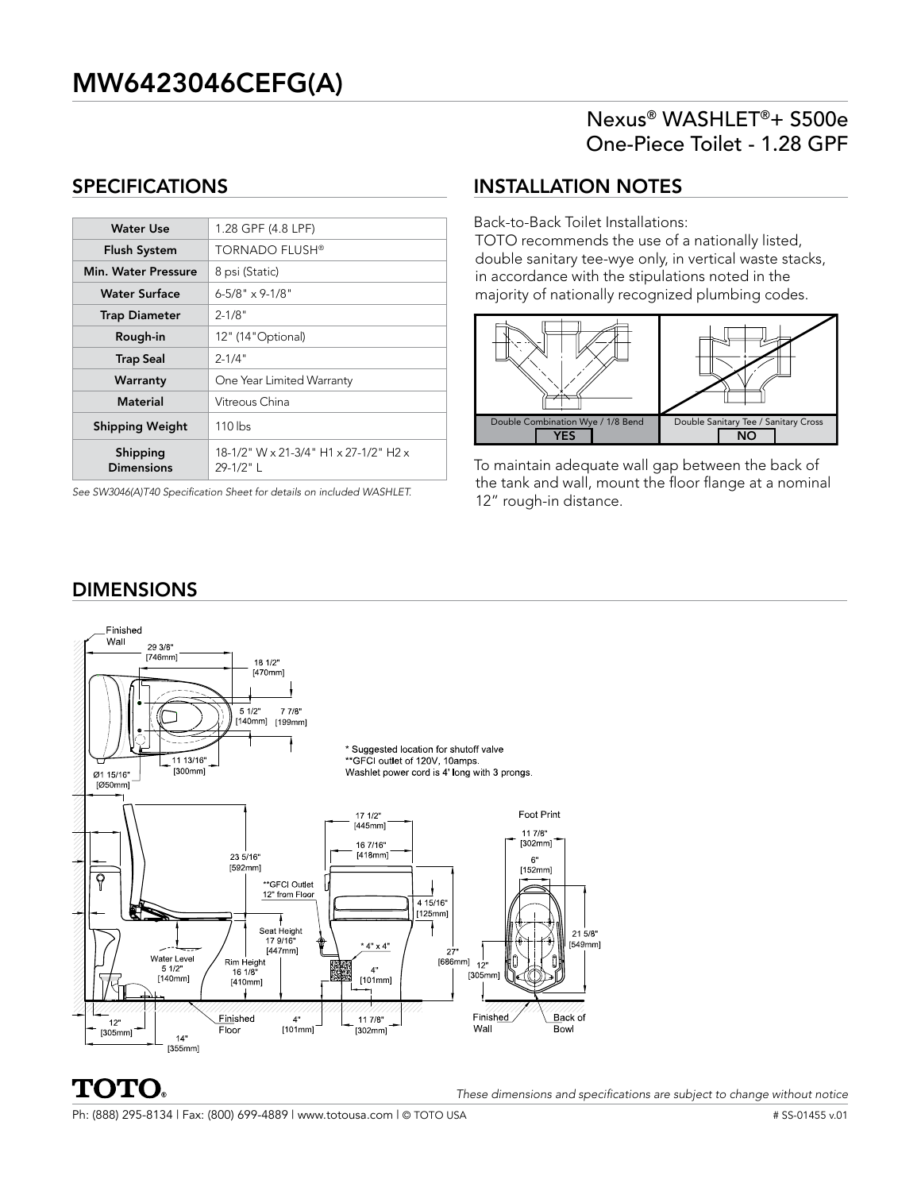# MW6423046CEFG(A)

Nexus® WASHLET®+ S500e
One-Piece Toilet - 1.28 GPF

## SPECIFICATIONS

| | |
|---|---|
| **Water Use** | 1.28 GPF (4.8 LPF) |
| **Flush System** | TORNADO FLUSH® |
| **Min. Water Pressure** | 8 psi (Static) |
| **Water Surface** | 6-5/8" x 9-1/8" |
| **Trap Diameter** | 2-1/8" |
| **Rough-in** | 12" (14"Optional) |
| **Trap Seal** | 2-1/4" |
| **Warranty** | One Year Limited Warranty |
| **Material** | Vitreous China |
| **Shipping Weight** | 110 lbs |
| **Shipping Dimensions** | 18-1/2" W x 21-3/4" H1 x 27-1/2" H2 x 29-1/2" L |

*See SW3046(A)T40 Specification Sheet for details on included WASHLET.*

## INSTALLATION NOTES

Back-to-Back Toilet Installations:
TOTO recommends the use of a nationally listed, double sanitary tee-wye only, in vertical waste stacks, in accordance with the stipulations noted in the majority of nationally recognized plumbing codes.

Double Combination Wye / 1/8 Bend
YES

Double Sanitary Tee / Sanitary Cross
NO

To maintain adequate wall gap between the back of the tank and wall, mount the floor flange at a nominal 12" rough-in distance.

## DIMENSIONS

Finished Wall
29 3/8" [746mm]
18 1/2" [470mm]
5 1/2" [140mm]
7 7/8" [199mm]
11 13/16" [300mm]
Ø1 15/16" [Ø50mm]

\* Suggested location for shutoff valve
\*\*GFCI outlet of 120V, 10amps.
Washlet power cord is 4' long with 3 prongs.

23 5/16" [592mm]
\*\*GFCI Outlet 12" from Floor
Seat Height 17 9/16" [447mm]
Water Level 5 1/2" [140mm]
Rim Height 16 1/8" [410mm]
12" [305mm]
14" [355mm]
Finished Floor
4" [101mm]

17 1/2" [445mm]
16 7/16" [418mm]
4 15/16" [125mm]
\* 4" x 4"
27" [686mm]
4" [101mm]
11 7/8" [302mm]

Foot Print
11 7/8" [302mm]
6" [152mm]
21 5/8" [549mm]
12" [305mm]
Finished Wall
Back of Bowl

*These dimensions and specifications are subject to change without notice*

Ph: (888) 295-8134 | Fax: (800) 699-4889 | www.totousa.com | © TOTO USA

\# SS-01455 v.01